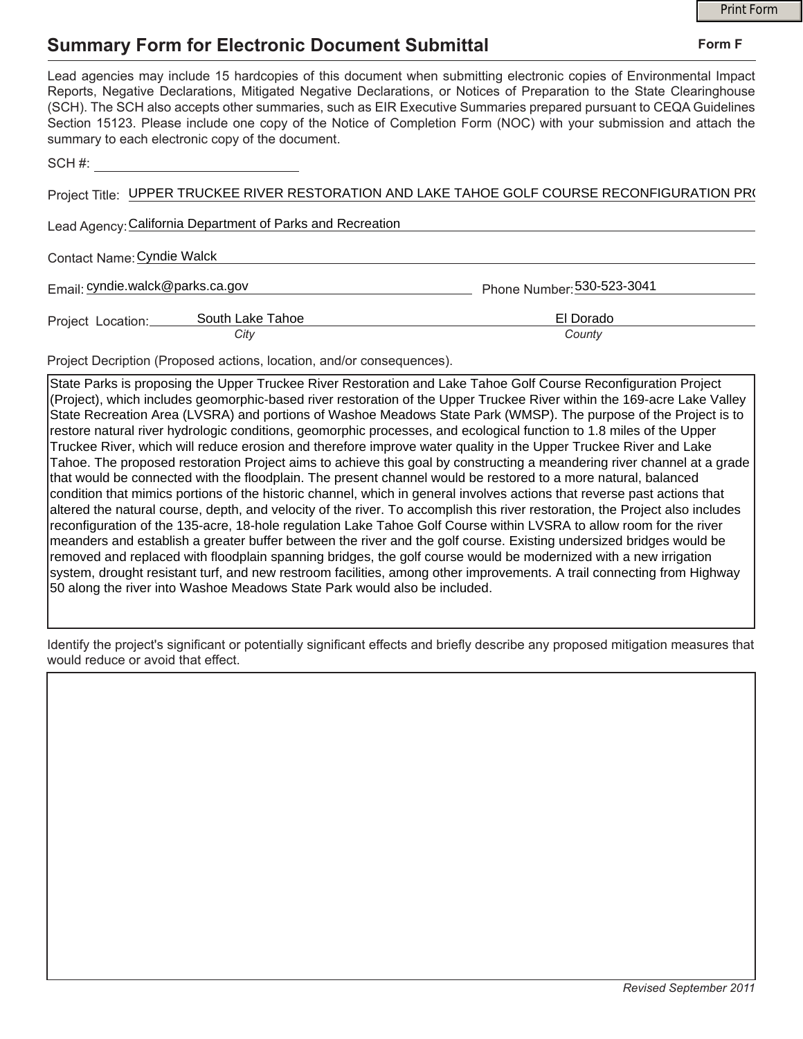Print Form

# Summary Form for Electronic Document Submittal

**Form F**

Lead agencies may include 15 hardcopies of this document when submitting electronic copies of Environmental Impact Reports, Negative Declarations, Mitigated Negative Declarations, or Notices of Preparation to the State Clearinghouse (SCH). The SCH also accepts other summaries, such as EIR Executive Summaries prepared pursuant to CEQA Guidelines Section 15123. Please include one copy of the Notice of Completion Form (NOC) with your submission and attach the summary to each electronic copy of the document.

SCH #: ____________________

Project Title: UPPER TRUCKEE RIVER RESTORATION AND LAKE TAHOE GOLF COURSE RECONFIGURATION PR(

Lead Agency: California Department of Parks and Recreation

Contact Name: Cyndie Walck

Email: cyndie.walck@parks.ca.gov

Phone Number: 530-523-3041

Project Location: South Lake Tahoe (*City*) El Dorado (*County*)

Project Decription (Proposed actions, location, and/or consequences).

State Parks is proposing the Upper Truckee River Restoration and Lake Tahoe Golf Course Reconfiguration Project (Project), which includes geomorphic-based river restoration of the Upper Truckee River within the 169-acre Lake Valley State Recreation Area (LVSRA) and portions of Washoe Meadows State Park (WMSP). The purpose of the Project is to restore natural river hydrologic conditions, geomorphic processes, and ecological function to 1.8 miles of the Upper Truckee River, which will reduce erosion and therefore improve water quality in the Upper Truckee River and Lake Tahoe. The proposed restoration Project aims to achieve this goal by constructing a meandering river channel at a grade that would be connected with the floodplain. The present channel would be restored to a more natural, balanced condition that mimics portions of the historic channel, which in general involves actions that reverse past actions that altered the natural course, depth, and velocity of the river. To accomplish this river restoration, the Project also includes reconfiguration of the 135-acre, 18-hole regulation Lake Tahoe Golf Course within LVSRA to allow room for the river meanders and establish a greater buffer between the river and the golf course. Existing undersized bridges would be removed and replaced with floodplain spanning bridges, the golf course would be modernized with a new irrigation system, drought resistant turf, and new restroom facilities, among other improvements. A trail connecting from Highway 50 along the river into Washoe Meadows State Park would also be included.

Identify the project's significant or potentially significant effects and briefly describe any proposed mitigation measures that would reduce or avoid that effect.

*Revised September 2011*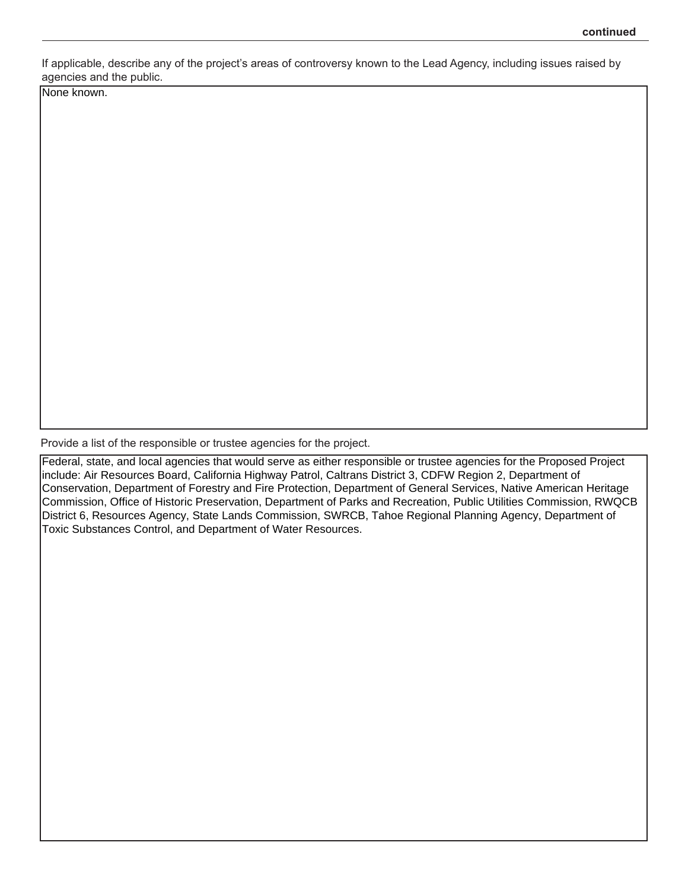If applicable, describe any of the project's areas of controversy known to the Lead Agency, including issues raised by agencies and the public.

None known.

Provide a list of the responsible or trustee agencies for the project.

Federal, state, and local agencies that would serve as either responsible or trustee agencies for the Proposed Project include: Air Resources Board, California Highway Patrol, Caltrans District 3, CDFW Region 2, Department of Conservation, Department of Forestry and Fire Protection, Department of General Services, Native American Heritage Commission, Office of Historic Preservation, Department of Parks and Recreation, Public Utilities Commission, RWQCB District 6, Resources Agency, State Lands Commission, SWRCB, Tahoe Regional Planning Agency, Department of Toxic Substances Control, and Department of Water Resources.